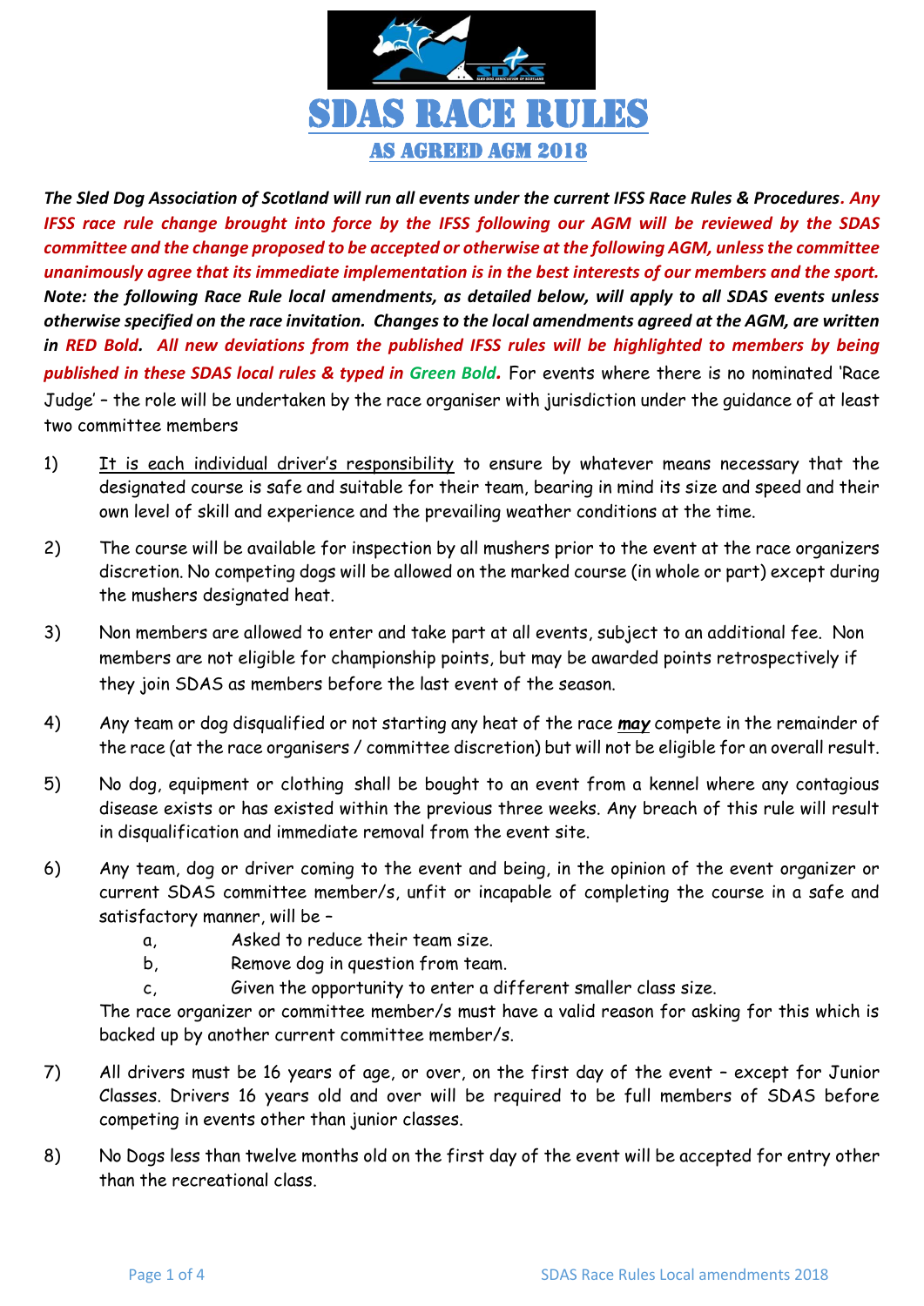# SDAS RACE RULES

## AS AGREED AGM 2018

***The Sled Dog Association of Scotland will run all events under the current IFSS Race Rules & Procedures. Any IFSS race rule change brought into force by the IFSS following our AGM will be reviewed by the SDAS committee and the change proposed to be accepted or otherwise at the following AGM, unless the committee unanimously agree that its immediate implementation is in the best interests of our members and the sport. Note: the following Race Rule local amendments, as detailed below, will apply to all SDAS events unless otherwise specified on the race invitation. Changes to the local amendments agreed at the AGM, are written in RED Bold. All new deviations from the published IFSS rules will be highlighted to members by being published in these SDAS local rules & typed in Green Bold.*** For events where there is no nominated 'Race Judge' – the role will be undertaken by the race organiser with jurisdiction under the guidance of at least two committee members

1) It is each individual driver's responsibility to ensure by whatever means necessary that the designated course is safe and suitable for their team, bearing in mind its size and speed and their own level of skill and experience and the prevailing weather conditions at the time.

2) The course will be available for inspection by all mushers prior to the event at the race organizers discretion. No competing dogs will be allowed on the marked course (in whole or part) except during the mushers designated heat.

3) Non members are allowed to enter and take part at all events, subject to an additional fee. Non members are not eligible for championship points, but may be awarded points retrospectively if they join SDAS as members before the last event of the season.

4) Any team or dog disqualified or not starting any heat of the race ***may*** compete in the remainder of the race (at the race organisers / committee discretion) but will not be eligible for an overall result.

5) No dog, equipment or clothing shall be bought to an event from a kennel where any contagious disease exists or has existed within the previous three weeks. Any breach of this rule will result in disqualification and immediate removal from the event site.

6) Any team, dog or driver coming to the event and being, in the opinion of the event organizer or current SDAS committee member/s, unfit or incapable of completing the course in a safe and satisfactory manner, will be –
   - a, Asked to reduce their team size.
   - b, Remove dog in question from team.
   - c, Given the opportunity to enter a different smaller class size.

   The race organizer or committee member/s must have a valid reason for asking for this which is backed up by another current committee member/s.

7) All drivers must be 16 years of age, or over, on the first day of the event – except for Junior Classes. Drivers 16 years old and over will be required to be full members of SDAS before competing in events other than junior classes.

8) No Dogs less than twelve months old on the first day of the event will be accepted for entry other than the recreational class.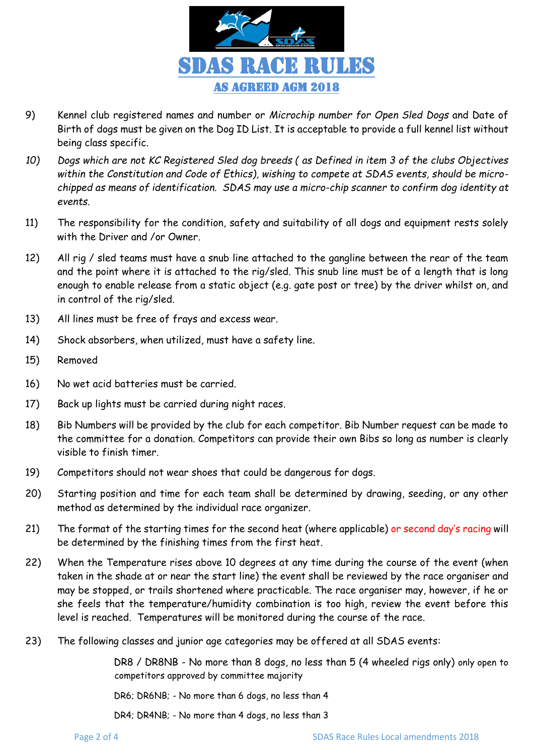# SDAS RACE RULES

## AS AGREED AGM 2018

9) Kennel club registered names and number or *Microchip number for Open Sled Dogs* and Date of Birth of dogs must be given on the Dog ID List. It is acceptable to provide a full kennel list without being class specific.

*10) Dogs which are not KC Registered Sled dog breeds ( as Defined in item 3 of the clubs Objectives within the Constitution and Code of Ethics), wishing to compete at SDAS events, should be micro-chipped as means of identification. SDAS may use a micro-chip scanner to confirm dog identity at events.*

11) The responsibility for the condition, safety and suitability of all dogs and equipment rests solely with the Driver and /or Owner.

12) All rig / sled teams must have a snub line attached to the gangline between the rear of the team and the point where it is attached to the rig/sled. This snub line must be of a length that is long enough to enable release from a static object (e.g. gate post or tree) by the driver whilst on, and in control of the rig/sled.

13) All lines must be free of frays and excess wear.

14) Shock absorbers, when utilized, must have a safety line.

15) Removed

16) No wet acid batteries must be carried.

17) Back up lights must be carried during night races.

18) Bib Numbers will be provided by the club for each competitor. Bib Number request can be made to the committee for a donation. Competitors can provide their own Bibs so long as number is clearly visible to finish timer.

19) Competitors should not wear shoes that could be dangerous for dogs.

20) Starting position and time for each team shall be determined by drawing, seeding, or any other method as determined by the individual race organizer.

21) The format of the starting times for the second heat (where applicable) or second day's racing will be determined by the finishing times from the first heat.

22) When the Temperature rises above 10 degrees at any time during the course of the event (when taken in the shade at or near the start line) the event shall be reviewed by the race organiser and may be stopped, or trails shortened where practicable. The race organiser may, however, if he or she feels that the temperature/humidity combination is too high, review the event before this level is reached. Temperatures will be monitored during the course of the race.

23) The following classes and junior age categories may be offered at all SDAS events:

    DR8 / DR8NB - No more than 8 dogs, no less than 5 (4 wheeled rigs only) only open to competitors approved by committee majority

    DR6; DR6NB; - No more than 6 dogs, no less than 4

    DR4; DR4NB; - No more than 4 dogs, no less than 3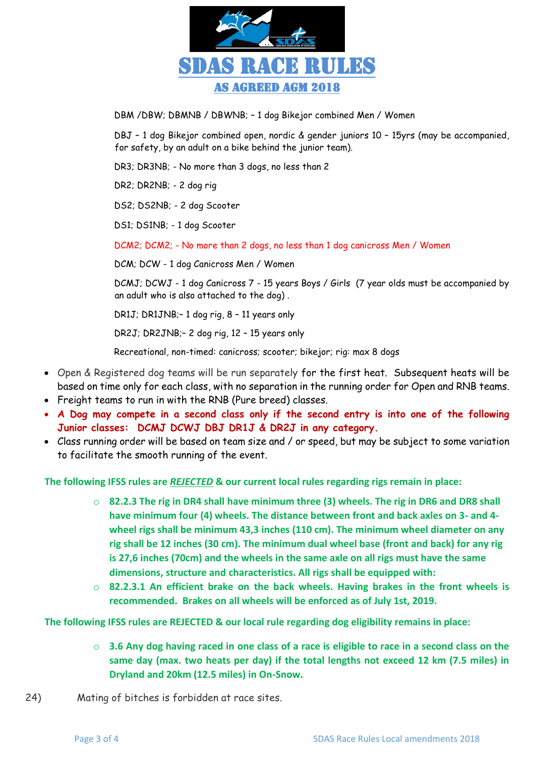# SDAS RACE RULES

## AS AGREED AGM 2018

DBM /DBW; DBMNB / DBWNB; – 1 dog Bikejor combined Men / Women

DBJ – 1 dog Bikejor combined open, nordic & gender juniors 10 – 15yrs (may be accompanied, for safety, by an adult on a bike behind the junior team).

DR3; DR3NB; - No more than 3 dogs, no less than 2

DR2; DR2NB; - 2 dog rig

DS2; DS2NB; - 2 dog Scooter

DS1; DS1NB; - 1 dog Scooter

DCM2; DCM2; - No more than 2 dogs, no less than 1 dog canicross Men / Women

DCM; DCW - 1 dog Canicross Men / Women

DCMJ; DCWJ - 1 dog Canicross 7 - 15 years Boys / Girls (7 year olds must be accompanied by an adult who is also attached to the dog) .

DR1J; DR1JNB;– 1 dog rig, 8 – 11 years only

DR2J; DR2JNB;– 2 dog rig, 12 – 15 years only

Recreational, non-timed: canicross; scooter; bikejor; rig: max 8 dogs

- Open & Registered dog teams will be run separately for the first heat. Subsequent heats will be based on time only for each class, with no separation in the running order for Open and RNB teams.
- Freight teams to run in with the RNB (Pure breed) classes.
- **A Dog may compete in a second class only if the second entry is into one of the following Junior classes: DCMJ DCWJ DBJ DR1J & DR2J in any category.**
- Class running order will be based on team size and / or speed, but may be subject to some variation to facilitate the smooth running of the event.

**The following IFSS rules are *REJECTED* & our current local rules regarding rigs remain in place:**

- **82.2.3 The rig in DR4 shall have minimum three (3) wheels. The rig in DR6 and DR8 shall have minimum four (4) wheels. The distance between front and back axles on 3- and 4-wheel rigs shall be minimum 43,3 inches (110 cm). The minimum wheel diameter on any rig shall be 12 inches (30 cm). The minimum dual wheel base (front and back) for any rig is 27,6 inches (70cm) and the wheels in the same axle on all rigs must have the same dimensions, structure and characteristics. All rigs shall be equipped with:**
- **82.2.3.1 An efficient brake on the back wheels. Having brakes in the front wheels is recommended. Brakes on all wheels will be enforced as of July 1st, 2019.**

**The following IFSS rules are REJECTED & our local rule regarding dog eligibility remains in place:**

- **3.6 Any dog having raced in one class of a race is eligible to race in a second class on the same day (max. two heats per day) if the total lengths not exceed 12 km (7.5 miles) in Dryland and 20km (12.5 miles) in On-Snow.**

24) Mating of bitches is forbidden at race sites.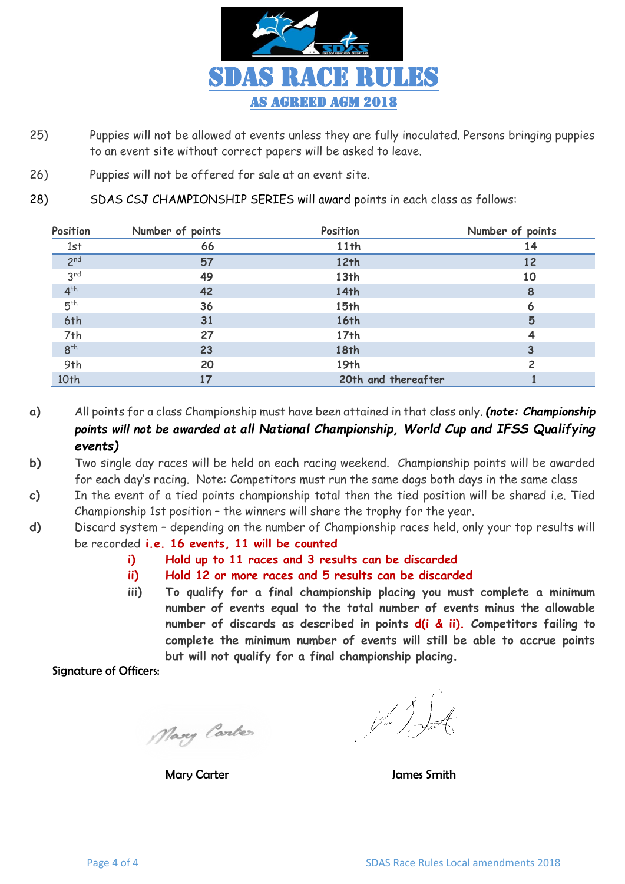# SDAS RACE RULES

## AS AGREED AGM 2018

25) Puppies will not be allowed at events unless they are fully inoculated. Persons bringing puppies to an event site without correct papers will be asked to leave.

26) Puppies will not be offered for sale at an event site.

28) SDAS CSJ CHAMPIONSHIP SERIES will award points in each class as follows:

| Position | Number of points | Position | Number of points |
|---|---|---|---|
| 1st | 66 | 11th | 14 |
| 2nd | 57 | 12th | 12 |
| 3rd | 49 | 13th | 10 |
| 4th | 42 | 14th | 8 |
| 5th | 36 | 15th | 6 |
| 6th | 31 | 16th | 5 |
| 7th | 27 | 17th | 4 |
| 8th | 23 | 18th | 3 |
| 9th | 20 | 19th | 2 |
| 10th | 17 | 20th and thereafter | 1 |

**a)** All points for a class Championship must have been attained in that class only. ***(note: Championship points will not be awarded at all National Championship, World Cup and IFSS Qualifying events)***

**b)** Two single day races will be held on each racing weekend. Championship points will be awarded for each day's racing. Note: Competitors must run the same dogs both days in the same class

**c)** In the event of a tied points championship total then the tied position will be shared i.e. Tied Championship 1st position – the winners will share the trophy for the year.

**d)** Discard system – depending on the number of Championship races held, only your top results will be recorded **i.e. 16 events, 11 will be counted**

- **i)** **Hold up to 11 races and 3 results can be discarded**
- **ii)** **Hold 12 or more races and 5 results can be discarded**
- **iii)** **To qualify for a final championship placing you must complete a minimum number of events equal to the total number of events minus the allowable number of discards as described in points d(i & ii). Competitors failing to complete the minimum number of events will still be able to accrue points but will not qualify for a final championship placing.**

Signature of Officers:

Mary Carter &emsp;&emsp;&emsp;&emsp; James Smith